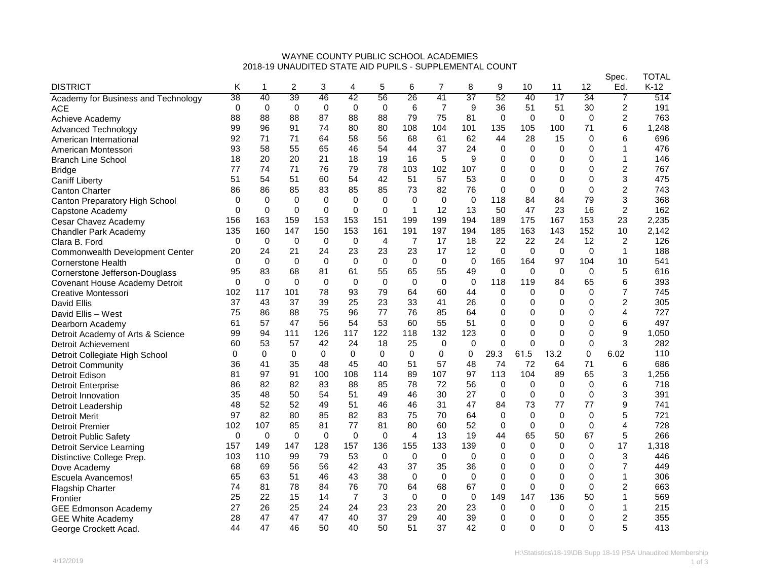# WAYNE COUNTY PUBLIC SCHOOL ACADEMIES
## 2018-19 UNAUDITED STATE AID PUPILS - SUPPLEMENTAL COUNT

| DISTRICT | K | 1 | 2 | 3 | 4 | 5 | 6 | 7 | 8 | 9 | 10 | 11 | 12 | Spec. Ed. | TOTAL K-12 |
|---|---|---|---|---|---|---|---|---|---|---|---|---|---|---|---|
| Academy for Business and Technology | 38 | 40 | 39 | 46 | 42 | 56 | 26 | 41 | 37 | 52 | 40 | 17 | 34 | 7 | 514 |
| ACE | 0 | 0 | 0 | 0 | 0 | 0 | 6 | 7 | 9 | 36 | 51 | 51 | 30 | 2 | 191 |
| Achieve Academy | 88 | 88 | 88 | 87 | 88 | 88 | 79 | 75 | 81 | 0 | 0 | 0 | 0 | 2 | 763 |
| Advanced Technology | 99 | 96 | 91 | 74 | 80 | 80 | 108 | 104 | 101 | 135 | 105 | 100 | 71 | 6 | 1,248 |
| American International | 92 | 71 | 71 | 64 | 58 | 56 | 68 | 61 | 62 | 44 | 28 | 15 | 0 | 6 | 696 |
| American Montessori | 93 | 58 | 55 | 65 | 46 | 54 | 44 | 37 | 24 | 0 | 0 | 0 | 0 | 1 | 476 |
| Branch Line School | 18 | 20 | 20 | 21 | 18 | 19 | 16 | 5 | 9 | 0 | 0 | 0 | 0 | 1 | 146 |
| Bridge | 77 | 74 | 71 | 76 | 79 | 78 | 103 | 102 | 107 | 0 | 0 | 0 | 0 | 2 | 767 |
| Caniff Liberty | 51 | 54 | 51 | 60 | 54 | 42 | 51 | 57 | 53 | 0 | 0 | 0 | 0 | 3 | 475 |
| Canton Charter | 86 | 86 | 85 | 83 | 85 | 85 | 73 | 82 | 76 | 0 | 0 | 0 | 0 | 2 | 743 |
| Canton Preparatory High School | 0 | 0 | 0 | 0 | 0 | 0 | 0 | 0 | 0 | 118 | 84 | 84 | 79 | 3 | 368 |
| Capstone Academy | 0 | 0 | 0 | 0 | 0 | 0 | 1 | 12 | 13 | 50 | 47 | 23 | 16 | 2 | 162 |
| Cesar Chavez Academy | 156 | 163 | 159 | 153 | 153 | 151 | 199 | 199 | 194 | 189 | 175 | 167 | 153 | 23 | 2,235 |
| Chandler Park Academy | 135 | 160 | 147 | 150 | 153 | 161 | 191 | 197 | 194 | 185 | 163 | 143 | 152 | 10 | 2,142 |
| Clara B. Ford | 0 | 0 | 0 | 0 | 0 | 4 | 7 | 17 | 18 | 22 | 22 | 24 | 12 | 2 | 126 |
| Commonwealth Development Center | 20 | 24 | 21 | 24 | 23 | 23 | 23 | 17 | 12 | 0 | 0 | 0 | 0 | 1 | 188 |
| Cornerstone Health | 0 | 0 | 0 | 0 | 0 | 0 | 0 | 0 | 0 | 165 | 164 | 97 | 104 | 10 | 541 |
| Cornerstone Jefferson-Douglass | 95 | 83 | 68 | 81 | 61 | 55 | 65 | 55 | 49 | 0 | 0 | 0 | 0 | 5 | 616 |
| Covenant House Academy Detroit | 0 | 0 | 0 | 0 | 0 | 0 | 0 | 0 | 0 | 118 | 119 | 84 | 65 | 6 | 393 |
| Creative Montessori | 102 | 117 | 101 | 78 | 93 | 79 | 64 | 60 | 44 | 0 | 0 | 0 | 0 | 7 | 745 |
| David Ellis | 37 | 43 | 37 | 39 | 25 | 23 | 33 | 41 | 26 | 0 | 0 | 0 | 0 | 2 | 305 |
| David Ellis – West | 75 | 86 | 88 | 75 | 96 | 77 | 76 | 85 | 64 | 0 | 0 | 0 | 0 | 4 | 727 |
| Dearborn Academy | 61 | 57 | 47 | 56 | 54 | 53 | 60 | 55 | 51 | 0 | 0 | 0 | 0 | 6 | 497 |
| Detroit Academy of Arts & Science | 99 | 94 | 111 | 126 | 117 | 122 | 118 | 132 | 123 | 0 | 0 | 0 | 0 | 9 | 1,050 |
| Detroit Achievement | 60 | 53 | 57 | 42 | 24 | 18 | 25 | 0 | 0 | 0 | 0 | 0 | 0 | 3 | 282 |
| Detroit Collegiate High School | 0 | 0 | 0 | 0 | 0 | 0 | 0 | 0 | 0 | 29.3 | 61.5 | 13.2 | 0 | 6.02 | 110 |
| Detroit Community | 36 | 41 | 35 | 48 | 45 | 40 | 51 | 57 | 48 | 74 | 72 | 64 | 71 | 6 | 686 |
| Detroit Edison | 81 | 97 | 91 | 100 | 108 | 114 | 89 | 107 | 97 | 113 | 104 | 89 | 65 | 3 | 1,256 |
| Detroit Enterprise | 86 | 82 | 82 | 83 | 88 | 85 | 78 | 72 | 56 | 0 | 0 | 0 | 0 | 6 | 718 |
| Detroit Innovation | 35 | 48 | 50 | 54 | 51 | 49 | 46 | 30 | 27 | 0 | 0 | 0 | 0 | 3 | 391 |
| Detroit Leadership | 48 | 52 | 52 | 49 | 51 | 46 | 46 | 31 | 47 | 84 | 73 | 77 | 77 | 9 | 741 |
| Detroit Merit | 97 | 82 | 80 | 85 | 82 | 83 | 75 | 70 | 64 | 0 | 0 | 0 | 0 | 5 | 721 |
| Detroit Premier | 102 | 107 | 85 | 81 | 77 | 81 | 80 | 60 | 52 | 0 | 0 | 0 | 0 | 4 | 728 |
| Detroit Public Safety | 0 | 0 | 0 | 0 | 0 | 0 | 4 | 13 | 19 | 44 | 65 | 50 | 67 | 5 | 266 |
| Detroit Service Learning | 157 | 149 | 147 | 128 | 157 | 136 | 155 | 133 | 139 | 0 | 0 | 0 | 0 | 17 | 1,318 |
| Distinctive College Prep. | 103 | 110 | 99 | 79 | 53 | 0 | 0 | 0 | 0 | 0 | 0 | 0 | 0 | 3 | 446 |
| Dove Academy | 68 | 69 | 56 | 56 | 42 | 43 | 37 | 35 | 36 | 0 | 0 | 0 | 0 | 7 | 449 |
| Escuela Avancemos! | 65 | 63 | 51 | 46 | 43 | 38 | 0 | 0 | 0 | 0 | 0 | 0 | 0 | 1 | 306 |
| Flagship Charter | 74 | 81 | 78 | 84 | 76 | 70 | 64 | 68 | 67 | 0 | 0 | 0 | 0 | 2 | 663 |
| Frontier | 25 | 22 | 15 | 14 | 7 | 3 | 0 | 0 | 0 | 149 | 147 | 136 | 50 | 1 | 569 |
| GEE Edmonson Academy | 27 | 26 | 25 | 24 | 24 | 23 | 23 | 20 | 23 | 0 | 0 | 0 | 0 | 1 | 215 |
| GEE White Academy | 28 | 47 | 47 | 47 | 40 | 37 | 29 | 40 | 39 | 0 | 0 | 0 | 0 | 2 | 355 |
| George Crockett Acad. | 44 | 47 | 46 | 50 | 40 | 50 | 51 | 37 | 42 | 0 | 0 | 0 | 0 | 5 | 413 |

4/12/2019

H:\Statistics\18-19\DB Supp 18-19 PSA Unaudited Membership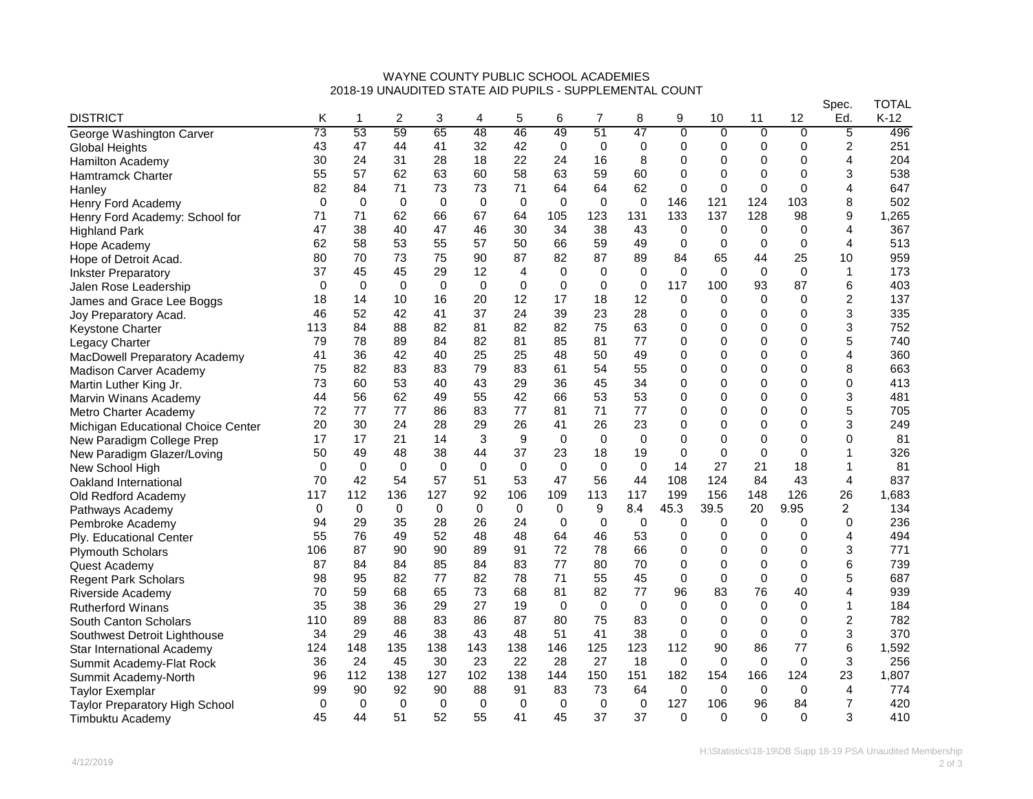# WAYNE COUNTY PUBLIC SCHOOL ACADEMIES
## 2018-19 UNAUDITED STATE AID PUPILS - SUPPLEMENTAL COUNT

| DISTRICT | K | 1 | 2 | 3 | 4 | 5 | 6 | 7 | 8 | 9 | 10 | 11 | 12 | Spec. Ed. | TOTAL K-12 |
|---|---|---|---|---|---|---|---|---|---|---|---|---|---|---|---|
| George Washington Carver | 73 | 53 | 59 | 65 | 48 | 46 | 49 | 51 | 47 | 0 | 0 | 0 | 0 | 5 | 496 |
| Global Heights | 43 | 47 | 44 | 41 | 32 | 42 | 0 | 0 | 0 | 0 | 0 | 0 | 0 | 2 | 251 |
| Hamilton Academy | 30 | 24 | 31 | 28 | 18 | 22 | 24 | 16 | 8 | 0 | 0 | 0 | 0 | 4 | 204 |
| Hamtramck Charter | 55 | 57 | 62 | 63 | 60 | 58 | 63 | 59 | 60 | 0 | 0 | 0 | 0 | 3 | 538 |
| Hanley | 82 | 84 | 71 | 73 | 73 | 71 | 64 | 64 | 62 | 0 | 0 | 0 | 0 | 4 | 647 |
| Henry Ford Academy | 0 | 0 | 0 | 0 | 0 | 0 | 0 | 0 | 0 | 146 | 121 | 124 | 103 | 8 | 502 |
| Henry Ford Academy: School for | 71 | 71 | 62 | 66 | 67 | 64 | 105 | 123 | 131 | 133 | 137 | 128 | 98 | 9 | 1,265 |
| Highland Park | 47 | 38 | 40 | 47 | 46 | 30 | 34 | 38 | 43 | 0 | 0 | 0 | 0 | 4 | 367 |
| Hope Academy | 62 | 58 | 53 | 55 | 57 | 50 | 66 | 59 | 49 | 0 | 0 | 0 | 0 | 4 | 513 |
| Hope of Detroit Acad. | 80 | 70 | 73 | 75 | 90 | 87 | 82 | 87 | 89 | 84 | 65 | 44 | 25 | 10 | 959 |
| Inkster Preparatory | 37 | 45 | 45 | 29 | 12 | 4 | 0 | 0 | 0 | 0 | 0 | 0 | 0 | 1 | 173 |
| Jalen Rose Leadership | 0 | 0 | 0 | 0 | 0 | 0 | 0 | 0 | 0 | 117 | 100 | 93 | 87 | 6 | 403 |
| James and Grace Lee Boggs | 18 | 14 | 10 | 16 | 20 | 12 | 17 | 18 | 12 | 0 | 0 | 0 | 0 | 2 | 137 |
| Joy Preparatory Acad. | 46 | 52 | 42 | 41 | 37 | 24 | 39 | 23 | 28 | 0 | 0 | 0 | 0 | 3 | 335 |
| Keystone Charter | 113 | 84 | 88 | 82 | 81 | 82 | 82 | 75 | 63 | 0 | 0 | 0 | 0 | 3 | 752 |
| Legacy Charter | 79 | 78 | 89 | 84 | 82 | 81 | 85 | 81 | 77 | 0 | 0 | 0 | 0 | 5 | 740 |
| MacDowell Preparatory Academy | 41 | 36 | 42 | 40 | 25 | 25 | 48 | 50 | 49 | 0 | 0 | 0 | 0 | 4 | 360 |
| Madison Carver Academy | 75 | 82 | 83 | 83 | 79 | 83 | 61 | 54 | 55 | 0 | 0 | 0 | 0 | 8 | 663 |
| Martin Luther King Jr. | 73 | 60 | 53 | 40 | 43 | 29 | 36 | 45 | 34 | 0 | 0 | 0 | 0 | 0 | 413 |
| Marvin Winans Academy | 44 | 56 | 62 | 49 | 55 | 42 | 66 | 53 | 53 | 0 | 0 | 0 | 0 | 3 | 481 |
| Metro Charter Academy | 72 | 77 | 77 | 86 | 83 | 77 | 81 | 71 | 77 | 0 | 0 | 0 | 0 | 5 | 705 |
| Michigan Educational Choice Center | 20 | 30 | 24 | 28 | 29 | 26 | 41 | 26 | 23 | 0 | 0 | 0 | 0 | 3 | 249 |
| New Paradigm College Prep | 17 | 17 | 21 | 14 | 3 | 9 | 0 | 0 | 0 | 0 | 0 | 0 | 0 | 0 | 81 |
| New Paradigm Glazer/Loving | 50 | 49 | 48 | 38 | 44 | 37 | 23 | 18 | 19 | 0 | 0 | 0 | 0 | 1 | 326 |
| New School High | 0 | 0 | 0 | 0 | 0 | 0 | 0 | 0 | 0 | 14 | 27 | 21 | 18 | 1 | 81 |
| Oakland International | 70 | 42 | 54 | 57 | 51 | 53 | 47 | 56 | 44 | 108 | 124 | 84 | 43 | 4 | 837 |
| Old Redford Academy | 117 | 112 | 136 | 127 | 92 | 106 | 109 | 113 | 117 | 199 | 156 | 148 | 126 | 26 | 1,683 |
| Pathways Academy | 0 | 0 | 0 | 0 | 0 | 0 | 0 | 9 | 8.4 | 45.3 | 39.5 | 20 | 9.95 | 2 | 134 |
| Pembroke Academy | 94 | 29 | 35 | 28 | 26 | 24 | 0 | 0 | 0 | 0 | 0 | 0 | 0 | 0 | 236 |
| Ply. Educational Center | 55 | 76 | 49 | 52 | 48 | 48 | 64 | 46 | 53 | 0 | 0 | 0 | 0 | 4 | 494 |
| Plymouth Scholars | 106 | 87 | 90 | 90 | 89 | 91 | 72 | 78 | 66 | 0 | 0 | 0 | 0 | 3 | 771 |
| Quest Academy | 87 | 84 | 84 | 85 | 84 | 83 | 77 | 80 | 70 | 0 | 0 | 0 | 0 | 6 | 739 |
| Regent Park Scholars | 98 | 95 | 82 | 77 | 82 | 78 | 71 | 55 | 45 | 0 | 0 | 0 | 0 | 5 | 687 |
| Riverside Academy | 70 | 59 | 68 | 65 | 73 | 68 | 81 | 82 | 77 | 96 | 83 | 76 | 40 | 4 | 939 |
| Rutherford Winans | 35 | 38 | 36 | 29 | 27 | 19 | 0 | 0 | 0 | 0 | 0 | 0 | 0 | 1 | 184 |
| South Canton Scholars | 110 | 89 | 88 | 83 | 86 | 87 | 80 | 75 | 83 | 0 | 0 | 0 | 0 | 2 | 782 |
| Southwest Detroit Lighthouse | 34 | 29 | 46 | 38 | 43 | 48 | 51 | 41 | 38 | 0 | 0 | 0 | 0 | 3 | 370 |
| Star International Academy | 124 | 148 | 135 | 138 | 143 | 138 | 146 | 125 | 123 | 112 | 90 | 86 | 77 | 6 | 1,592 |
| Summit Academy-Flat Rock | 36 | 24 | 45 | 30 | 23 | 22 | 28 | 27 | 18 | 0 | 0 | 0 | 0 | 3 | 256 |
| Summit Academy-North | 96 | 112 | 138 | 127 | 102 | 138 | 144 | 150 | 151 | 182 | 154 | 166 | 124 | 23 | 1,807 |
| Taylor Exemplar | 99 | 90 | 92 | 90 | 88 | 91 | 83 | 73 | 64 | 0 | 0 | 0 | 0 | 4 | 774 |
| Taylor Preparatory High School | 0 | 0 | 0 | 0 | 0 | 0 | 0 | 0 | 0 | 127 | 106 | 96 | 84 | 7 | 420 |
| Timbuktu Academy | 45 | 44 | 51 | 52 | 55 | 41 | 45 | 37 | 37 | 0 | 0 | 0 | 0 | 3 | 410 |

4/12/2019

H:\Statistics\18-19\DB Supp 18-19 PSA Unaudited Membership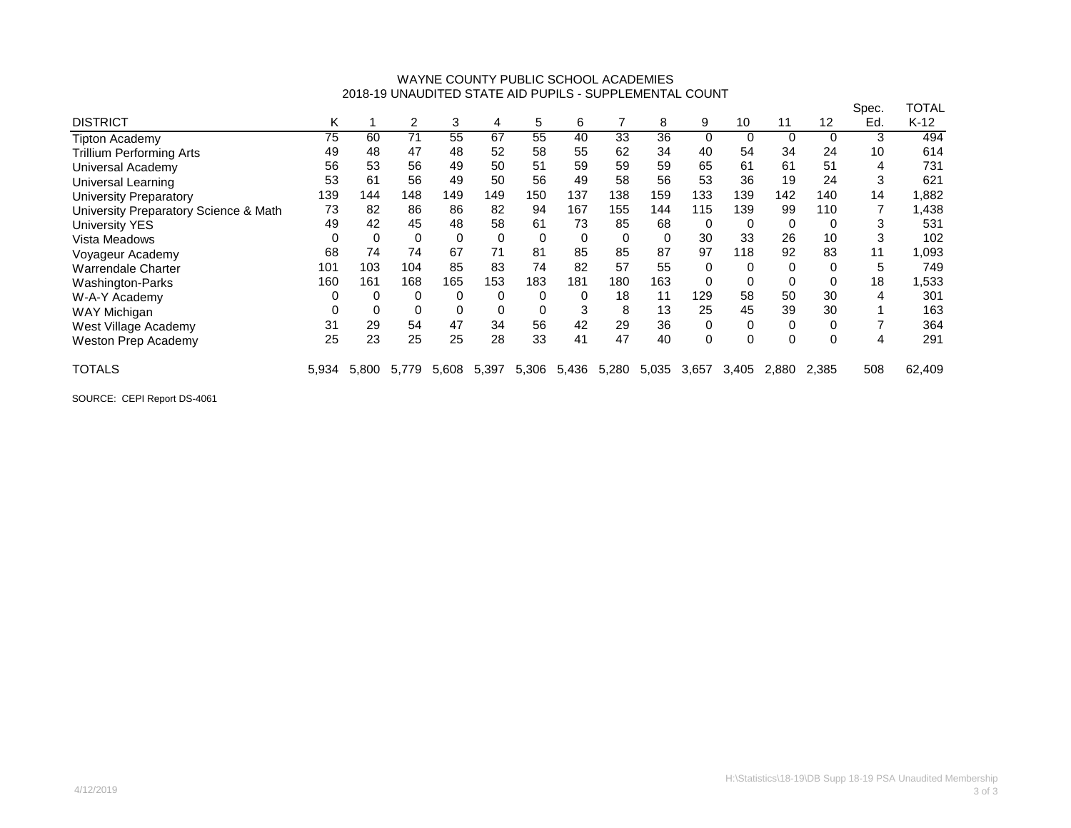WAYNE COUNTY PUBLIC SCHOOL ACADEMIES
2018-19 UNAUDITED STATE AID PUPILS - SUPPLEMENTAL COUNT

| DISTRICT | K | 1 | 2 | 3 | 4 | 5 | 6 | 7 | 8 | 9 | 10 | 11 | 12 | Spec. Ed. | TOTAL K-12 |
|---|---|---|---|---|---|---|---|---|---|---|---|---|---|---|---|
| Tipton Academy | 75 | 60 | 71 | 55 | 67 | 55 | 40 | 33 | 36 | 0 | 0 | 0 | 0 | 3 | 494 |
| Trillium Performing Arts | 49 | 48 | 47 | 48 | 52 | 58 | 55 | 62 | 34 | 40 | 54 | 34 | 24 | 10 | 614 |
| Universal Academy | 56 | 53 | 56 | 49 | 50 | 51 | 59 | 59 | 59 | 65 | 61 | 61 | 51 | 4 | 731 |
| Universal Learning | 53 | 61 | 56 | 49 | 50 | 56 | 49 | 58 | 56 | 53 | 36 | 19 | 24 | 3 | 621 |
| University Preparatory | 139 | 144 | 148 | 149 | 149 | 150 | 137 | 138 | 159 | 133 | 139 | 142 | 140 | 14 | 1,882 |
| University Preparatory Science & Math | 73 | 82 | 86 | 86 | 82 | 94 | 167 | 155 | 144 | 115 | 139 | 99 | 110 | 7 | 1,438 |
| University YES | 49 | 42 | 45 | 48 | 58 | 61 | 73 | 85 | 68 | 0 | 0 | 0 | 0 | 3 | 531 |
| Vista Meadows | 0 | 0 | 0 | 0 | 0 | 0 | 0 | 0 | 0 | 30 | 33 | 26 | 10 | 3 | 102 |
| Voyageur Academy | 68 | 74 | 74 | 67 | 71 | 81 | 85 | 85 | 87 | 97 | 118 | 92 | 83 | 11 | 1,093 |
| Warrendale Charter | 101 | 103 | 104 | 85 | 83 | 74 | 82 | 57 | 55 | 0 | 0 | 0 | 0 | 5 | 749 |
| Washington-Parks | 160 | 161 | 168 | 165 | 153 | 183 | 181 | 180 | 163 | 0 | 0 | 0 | 0 | 18 | 1,533 |
| W-A-Y Academy | 0 | 0 | 0 | 0 | 0 | 0 | 0 | 18 | 11 | 129 | 58 | 50 | 30 | 4 | 301 |
| WAY Michigan | 0 | 0 | 0 | 0 | 0 | 0 | 3 | 8 | 13 | 25 | 45 | 39 | 30 | 1 | 163 |
| West Village Academy | 31 | 29 | 54 | 47 | 34 | 56 | 42 | 29 | 36 | 0 | 0 | 0 | 0 | 7 | 364 |
| Weston Prep Academy | 25 | 23 | 25 | 25 | 28 | 33 | 41 | 47 | 40 | 0 | 0 | 0 | 0 | 4 | 291 |
| TOTALS | 5,934 | 5,800 | 5,779 | 5,608 | 5,397 | 5,306 | 5,436 | 5,280 | 5,035 | 3,657 | 3,405 | 2,880 | 2,385 | 508 | 62,409 |

SOURCE: CEPI Report DS-4061

4/12/2019

H:\Statistics\18-19\DB Supp 18-19 PSA Unaudited Membership